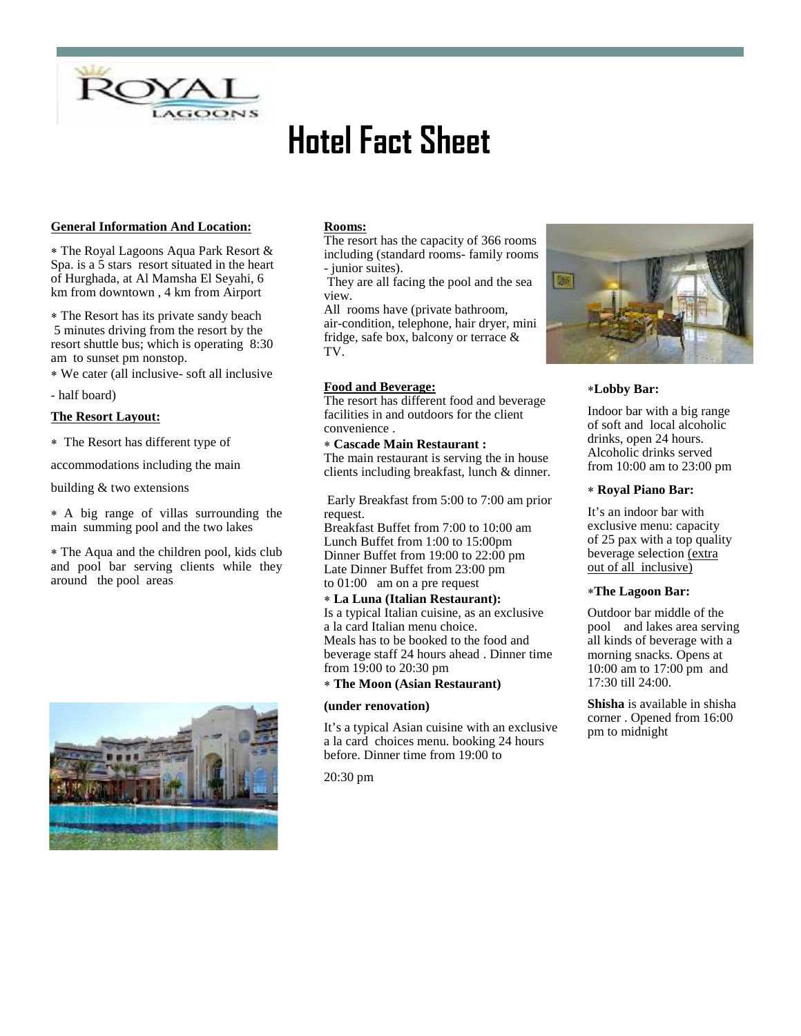# Hotel Fact Sheet

**General Information And Location:**

∗ The Royal Lagoons Aqua Park Resort & Spa. is a 5 stars resort situated in the heart of Hurghada, at Al Mamsha El Seyahi, 6 km from downtown , 4 km from Airport

∗ The Resort has its private sandy beach 5 minutes driving from the resort by the resort shuttle bus; which is operating 8:30 am to sunset pm nonstop.

∗ We cater (all inclusive- soft all inclusive - half board)

**The Resort Layout:**

∗ The Resort has different type of accommodations including the main building & two extensions

∗ A big range of villas surrounding the main summing pool and the two lakes

∗ The Aqua and the children pool, kids club and pool bar serving clients while they around the pool areas

**Rooms:**

The resort has the capacity of 366 rooms including (standard rooms- family rooms - junior suites).

They are all facing the pool and the sea view.

All rooms have (private bathroom, air-condition, telephone, hair dryer, mini fridge, safe box, balcony or terrace & TV.

**Food and Beverage:**

The resort has different food and beverage facilities in and outdoors for the client convenience .

∗ **Cascade Main Restaurant :**

The main restaurant is serving the in house clients including breakfast, lunch & dinner.

Early Breakfast from 5:00 to 7:00 am prior request.
Breakfast Buffet from 7:00 to 10:00 am
Lunch Buffet from 1:00 to 15:00pm
Dinner Buffet from 19:00 to 22:00 pm
Late Dinner Buffet from 23:00 pm to 01:00 am on a pre request

∗ **La Luna (Italian Restaurant):**

Is a typical Italian cuisine, as an exclusive a la card Italian menu choice.
Meals has to be booked to the food and beverage staff 24 hours ahead . Dinner time from 19:00 to 20:30 pm

∗ **The Moon (Asian Restaurant)**

**(under renovation)**

It's a typical Asian cuisine with an exclusive a la card choices menu. booking 24 hours before. Dinner time from 19:00 to 20:30 pm

∗**Lobby Bar:**

Indoor bar with a big range of soft and local alcoholic drinks, open 24 hours. Alcoholic drinks served from 10:00 am to 23:00 pm

∗ **Royal Piano Bar:**

It's an indoor bar with exclusive menu: capacity of 25 pax with a top quality beverage selection (extra out of all inclusive)

∗**The Lagoon Bar:**

Outdoor bar middle of the pool and lakes area serving all kinds of beverage with a morning snacks. Opens at 10:00 am to 17:00 pm and 17:30 till 24:00.

**Shisha** is available in shisha corner . Opened from 16:00 pm to midnight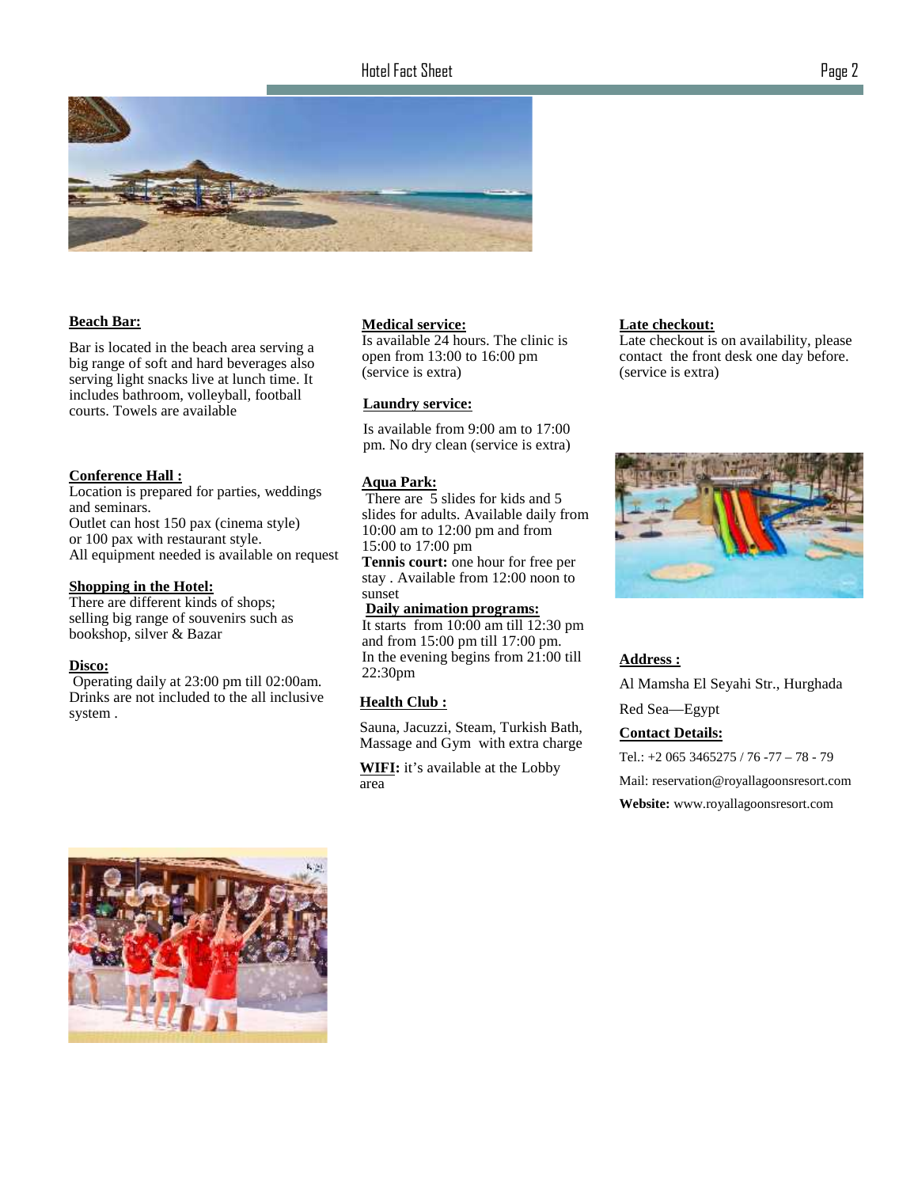**Beach Bar:**

Bar is located in the beach area serving a big range of soft and hard beverages also serving light snacks live at lunch time. It includes bathroom, volleyball, football courts. Towels are available

**Conference Hall :**

Location is prepared for parties, weddings and seminars.
Outlet can host 150 pax (cinema style) or 100 pax with restaurant style.
All equipment needed is available on request

**Shopping in the Hotel:**

There are different kinds of shops; selling big range of souvenirs such as bookshop, silver & Bazar

**Disco:**

Operating daily at 23:00 pm till 02:00am. Drinks are not included to the all inclusive system .

**Medical service:**

Is available 24 hours. The clinic is open from 13:00 to 16:00 pm (service is extra)

**Laundry service:**

Is available from 9:00 am to 17:00 pm. No dry clean (service is extra)

**Aqua Park:**

There are 5 slides for kids and 5 slides for adults. Available daily from 10:00 am to 12:00 pm and from 15:00 to 17:00 pm

**Tennis court:** one hour for free per stay . Available from 12:00 noon to sunset

**Daily animation programs:**

It starts from 10:00 am till 12:30 pm and from 15:00 pm till 17:00 pm.
In the evening begins from 21:00 till 22:30pm

**Health Club :**

Sauna, Jacuzzi, Steam, Turkish Bath, Massage and Gym with extra charge

**WIFI:** it's available at the Lobby area

**Late checkout:**

Late checkout is on availability, please contact the front desk one day before. (service is extra)

**Address :**

Al Mamsha El Seyahi Str., Hurghada

Red Sea—Egypt

**Contact Details:**

Tel.: +2 065 3465275 / 76 -77 – 78 - 79

Mail: reservation@royallagoonsresort.com

**Website:** www.royallagoonsresort.com